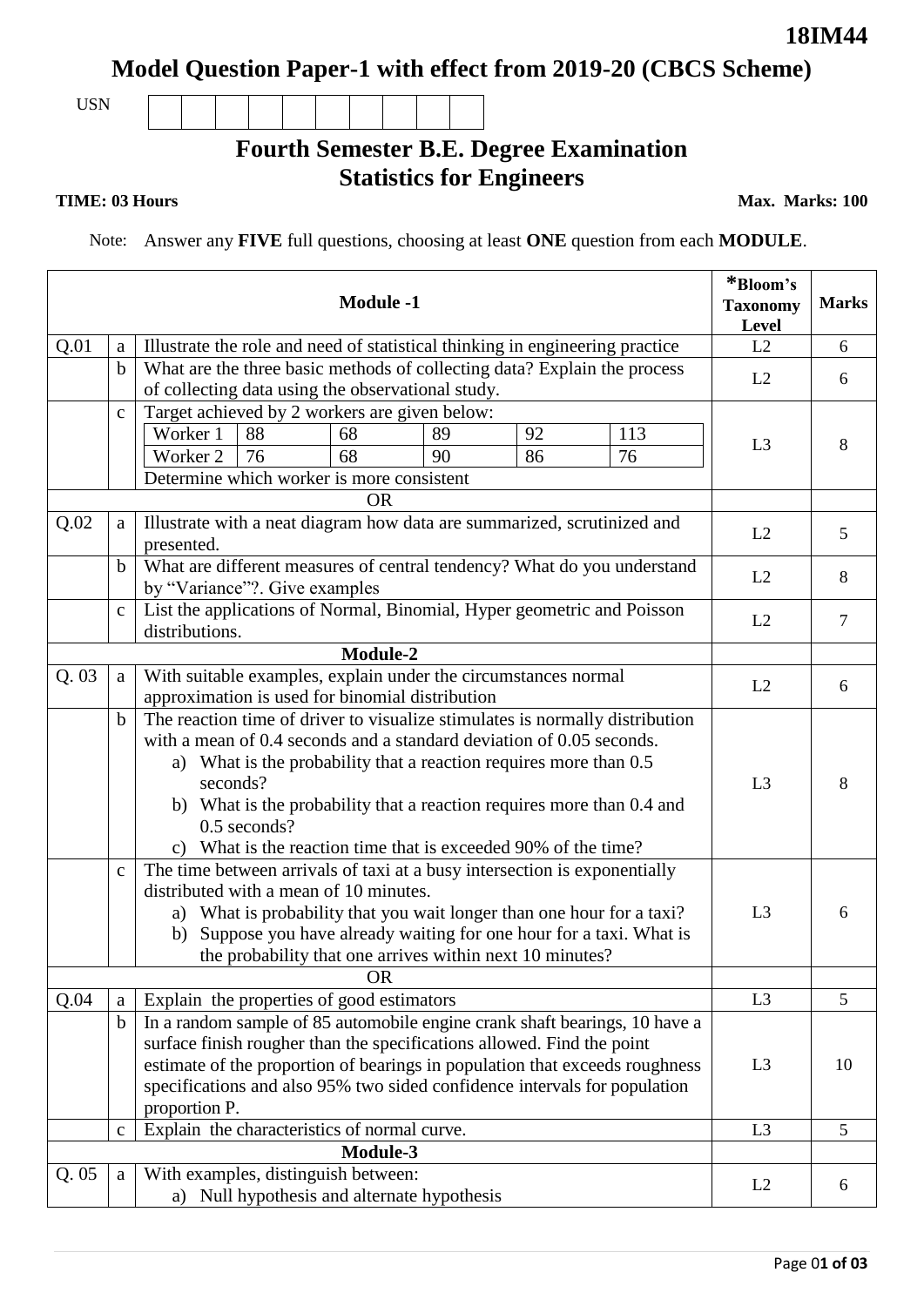**18IM44**

# Model Question Paper-1 with effect from 2019-20 (CBCS Scheme)

USN | | | | | | | | | |

## Fourth Semester B.E. Degree Examination
## Statistics for Engineers

**TIME: 03 Hours** **Max. Marks: 100**

Note: Answer any **FIVE** full questions, choosing at least **ONE** question from each **MODULE**.

| | | **Module -1** | ***Bloom's Taxonomy Level** | **Marks** |
|---|---|---|---|---|
| Q.01 | a | Illustrate the role and need of statistical thinking in engineering practice | L2 | 6 |
| | b | What are the three basic methods of collecting data? Explain the process of collecting data using the observational study. | L2 | 6 |
| | c | Target achieved by 2 workers are given below:<br>Worker 1: 88, 68, 89, 92, 113<br>Worker 2: 76, 68, 90, 86, 76<br>Determine which worker is more consistent | L3 | 8 |
| | | OR | | |
| Q.02 | a | Illustrate with a neat diagram how data are summarized, scrutinized and presented. | L2 | 5 |
| | b | What are different measures of central tendency? What do you understand by "Variance"?. Give examples | L2 | 8 |
| | c | List the applications of Normal, Binomial, Hyper geometric and Poisson distributions. | L2 | 7 |
| | | **Module-2** | | |
| Q. 03 | a | With suitable examples, explain under the circumstances normal approximation is used for binomial distribution | L2 | 6 |
| | b | The reaction time of driver to visualize stimulates is normally distribution with a mean of 0.4 seconds and a standard deviation of 0.05 seconds.<br>a) What is the probability that a reaction requires more than 0.5 seconds?<br>b) What is the probability that a reaction requires more than 0.4 and 0.5 seconds?<br>c) What is the reaction time that is exceeded 90% of the time? | L3 | 8 |
| | c | The time between arrivals of taxi at a busy intersection is exponentially distributed with a mean of 10 minutes.<br>a) What is probability that you wait longer than one hour for a taxi?<br>b) Suppose you have already waiting for one hour for a taxi. What is the probability that one arrives within next 10 minutes? | L3 | 6 |
| | | OR | | |
| Q.04 | a | Explain the properties of good estimators | L3 | 5 |
| | b | In a random sample of 85 automobile engine crank shaft bearings, 10 have a surface finish rougher than the specifications allowed. Find the point estimate of the proportion of bearings in population that exceeds roughness specifications and also 95% two sided confidence intervals for population proportion P. | L3 | 10 |
| | c | Explain the characteristics of normal curve. | L3 | 5 |
| | | **Module-3** | | |
| Q. 05 | a | With examples, distinguish between:<br>a) Null hypothesis and alternate hypothesis | L2 | 6 |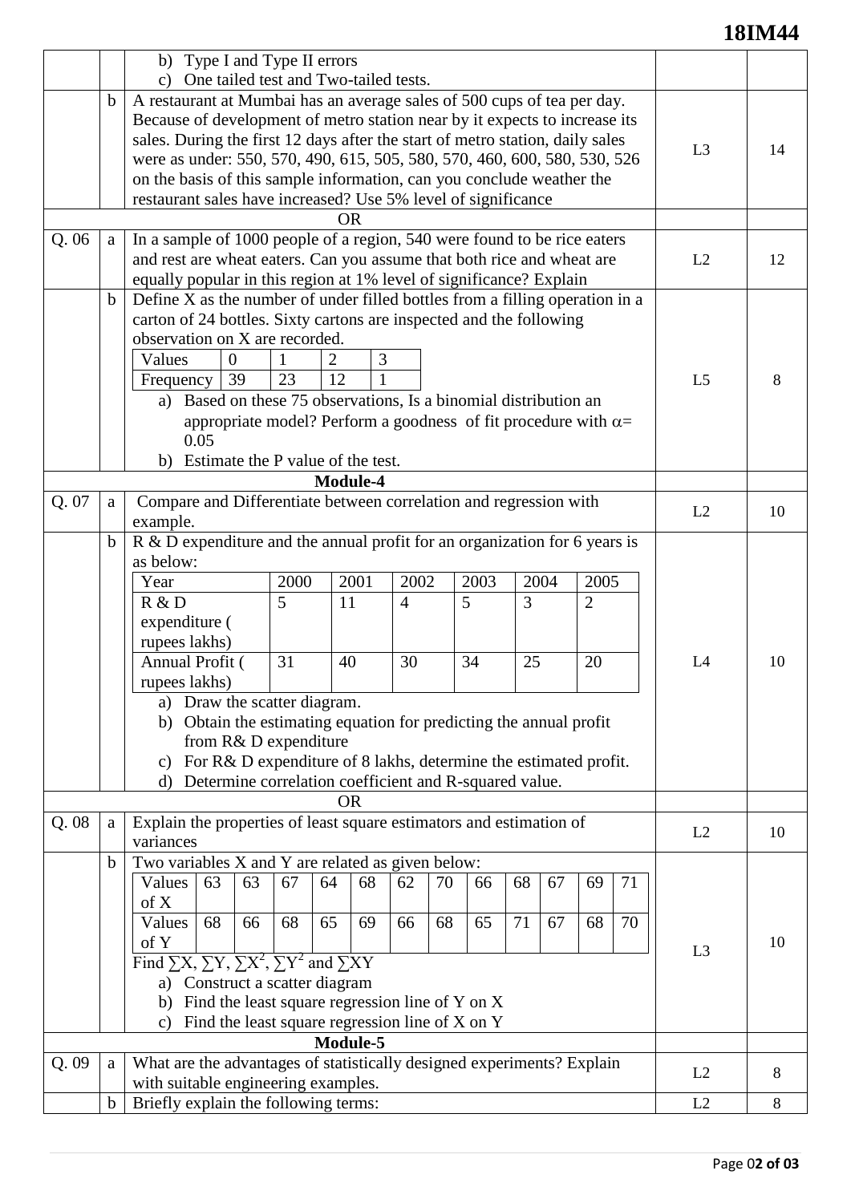| | | | | |
|---|---|---|---|---|
| | | b) Type I and Type II errors<br>c) One tailed test and Two-tailed tests. | | |
| | b | A restaurant at Mumbai has an average sales of 500 cups of tea per day. Because of development of metro station near by it expects to increase its sales. During the first 12 days after the start of metro station, daily sales were as under: 550, 570, 490, 615, 505, 580, 570, 460, 600, 580, 530, 526 on the basis of this sample information, can you conclude weather the restaurant sales have increased? Use 5% level of significance | L3 | 14 |
| | | **OR** | | |
| Q. 06 | a | In a sample of 1000 people of a region, 540 were found to be rice eaters and rest are wheat eaters. Can you assume that both rice and wheat are equally popular in this region at 1% level of significance? Explain | L2 | 12 |
| | b | Define X as the number of under filled bottles from a filling operation in a carton of 24 bottles. Sixty cartons are inspected and the following observation on X are recorded.<br>Values: 0, 1, 2, 3<br>Frequency: 39, 23, 12, 1<br>a) Based on these 75 observations, Is a binomial distribution an appropriate model? Perform a goodness of fit procedure with $\alpha$= 0.05<br>b) Estimate the P value of the test. | L5 | 8 |
| | | **Module-4** | | |
| Q. 07 | a | Compare and Differentiate between correlation and regression with example. | L2 | 10 |
| | b | R & D expenditure and the annual profit for an organization for 6 years is as below:<br>Year: 2000, 2001, 2002, 2003, 2004, 2005<br>R & D expenditure ( rupees lakhs): 5, 11, 4, 5, 3, 2<br>Annual Profit ( rupees lakhs): 31, 40, 30, 34, 25, 20<br>a) Draw the scatter diagram.<br>b) Obtain the estimating equation for predicting the annual profit from R& D expenditure<br>c) For R& D expenditure of 8 lakhs, determine the estimated profit.<br>d) Determine correlation coefficient and R-squared value. | L4 | 10 |
| | | **OR** | | |
| Q. 08 | a | Explain the properties of least square estimators and estimation of variances | L2 | 10 |
| | b | Two variables X and Y are related as given below:<br>Values of X: 63, 63, 67, 64, 68, 62, 70, 66, 68, 67, 69, 71<br>Values of Y: 68, 66, 68, 65, 69, 66, 68, 65, 71, 67, 68, 70<br>Find $\sum X$, $\sum Y$, $\sum X^2$, $\sum Y^2$ and $\sum XY$<br>a) Construct a scatter diagram<br>b) Find the least square regression line of Y on X<br>c) Find the least square regression line of X on Y | L3 | 10 |
| | | **Module-5** | | |
| Q. 09 | a | What are the advantages of statistically designed experiments? Explain with suitable engineering examples. | L2 | 8 |
| | b | Briefly explain the following terms: | L2 | 8 |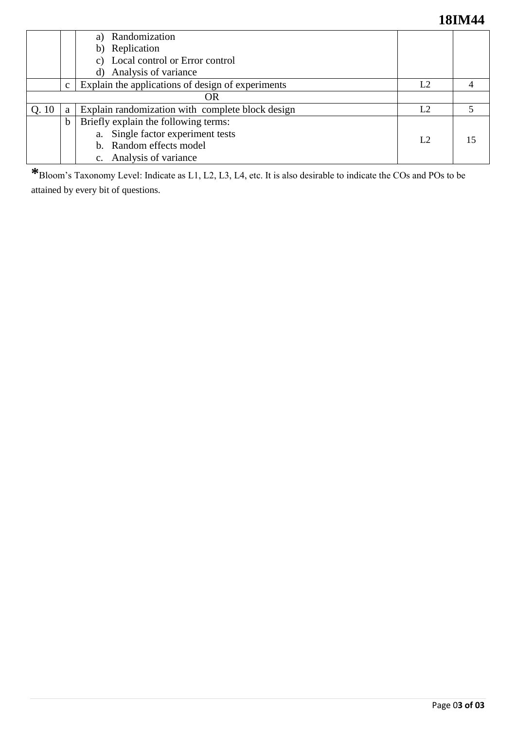| | | | | |
|---|---|---|---|---|
| | | a) Randomization<br>b) Replication<br>c) Local control or Error control<br>d) Analysis of variance | | |
| | c | Explain the applications of design of experiments | L2 | 4 |
| OR | | | | |
| Q. 10 | a | Explain randomization with complete block design | L2 | 5 |
| | b | Briefly explain the following terms:<br>a. Single factor experiment tests<br>b. Random effects model<br>c. Analysis of variance | L2 | 15 |

*Bloom's Taxonomy Level: Indicate as L1, L2, L3, L4, etc. It is also desirable to indicate the COs and POs to be attained by every bit of questions.